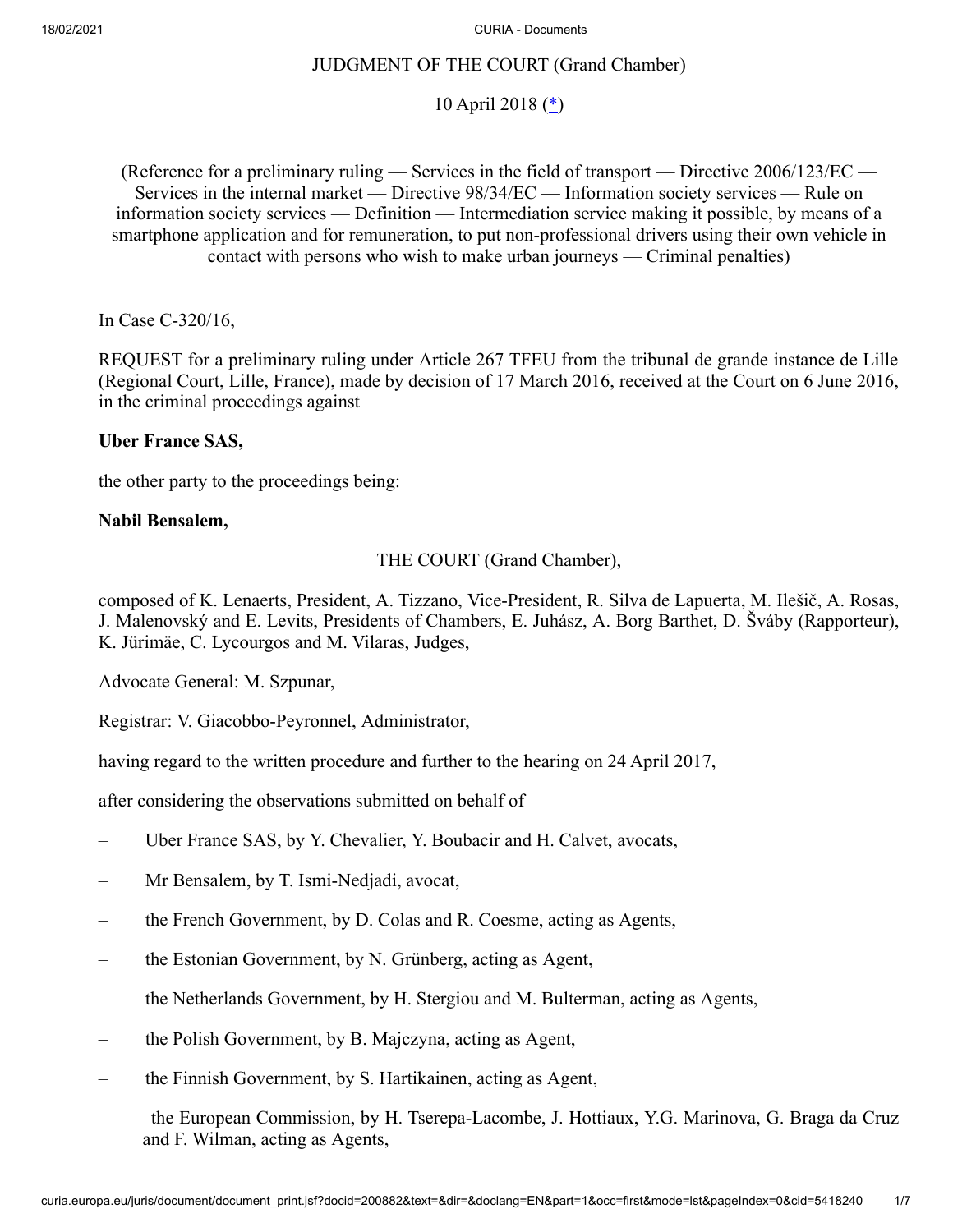JUDGMENT OF THE COURT (Grand Chamber)

10 April 2018 ([*](#))

(Reference for a preliminary ruling — Services in the field of transport — Directive 2006/123/EC — Services in the internal market — Directive 98/34/EC — Information society services — Rule on information society services — Definition — Intermediation service making it possible, by means of a smartphone application and for remuneration, to put non-professional drivers using their own vehicle in contact with persons who wish to make urban journeys — Criminal penalties)

In Case C-320/16,

REQUEST for a preliminary ruling under Article 267 TFEU from the tribunal de grande instance de Lille (Regional Court, Lille, France), made by decision of 17 March 2016, received at the Court on 6 June 2016, in the criminal proceedings against

**Uber France SAS,**

the other party to the proceedings being:

**Nabil Bensalem,**

THE COURT (Grand Chamber),

composed of K. Lenaerts, President, A. Tizzano, Vice-President, R. Silva de Lapuerta, M. Ilešič, A. Rosas, J. Malenovský and E. Levits, Presidents of Chambers, E. Juhász, A. Borg Barthet, D. Šváby (Rapporteur), K. Jürimäe, C. Lycourgos and M. Vilaras, Judges,

Advocate General: M. Szpunar,

Registrar: V. Giacobbo-Peyronnel, Administrator,

having regard to the written procedure and further to the hearing on 24 April 2017,

after considering the observations submitted on behalf of

– Uber France SAS, by Y. Chevalier, Y. Boubacir and H. Calvet, avocats,

– Mr Bensalem, by T. Ismi-Nedjadi, avocat,

– the French Government, by D. Colas and R. Coesme, acting as Agents,

– the Estonian Government, by N. Grünberg, acting as Agent,

– the Netherlands Government, by H. Stergiou and M. Bulterman, acting as Agents,

– the Polish Government, by B. Majczyna, acting as Agent,

– the Finnish Government, by S. Hartikainen, acting as Agent,

– the European Commission, by H. Tserepa-Lacombe, J. Hottiaux, Y.G. Marinova, G. Braga da Cruz and F. Wilman, acting as Agents,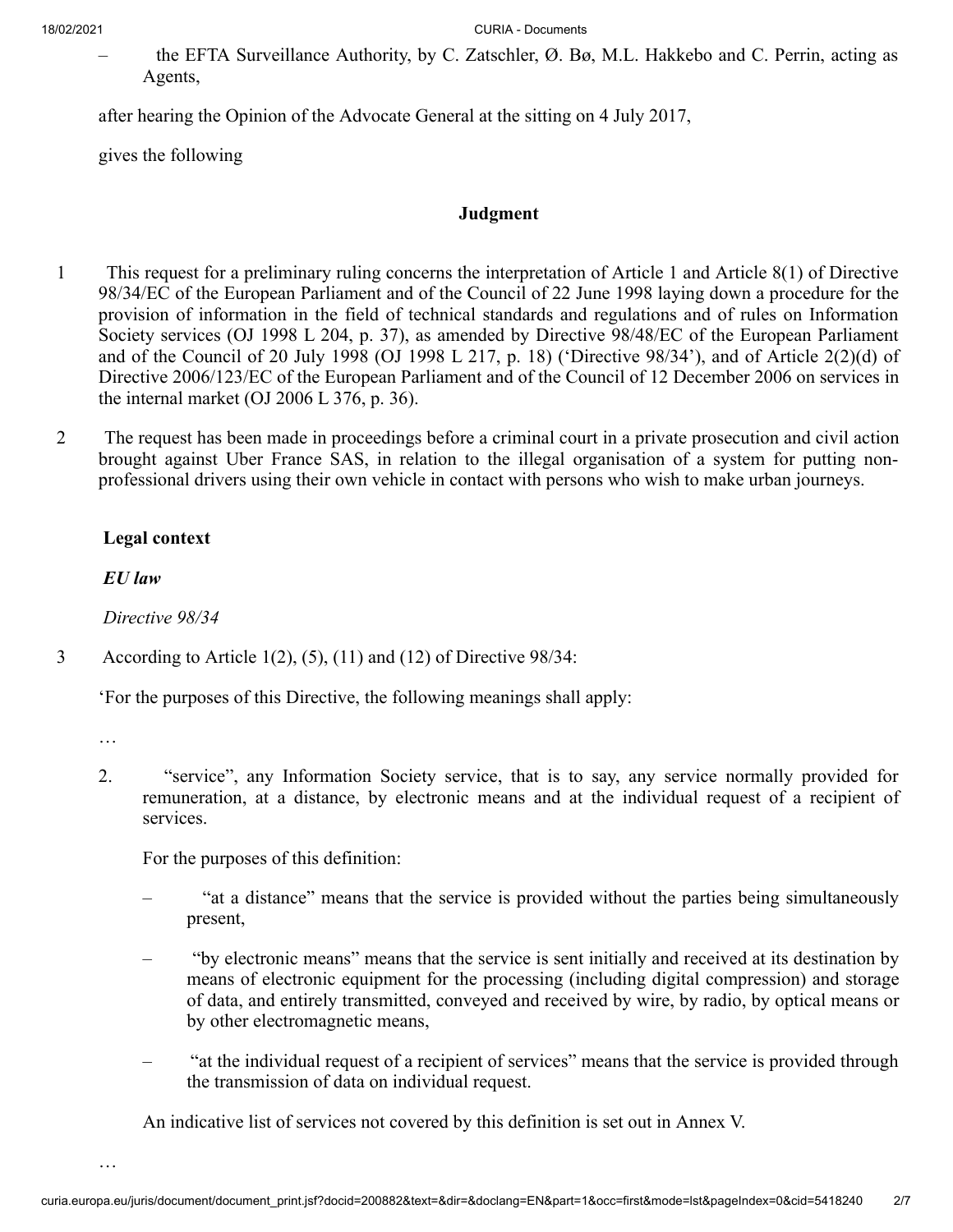– the EFTA Surveillance Authority, by C. Zatschler, Ø. Bø, M.L. Hakkebo and C. Perrin, acting as Agents,

after hearing the Opinion of the Advocate General at the sitting on 4 July 2017,

gives the following

## Judgment

1 This request for a preliminary ruling concerns the interpretation of Article 1 and Article 8(1) of Directive 98/34/EC of the European Parliament and of the Council of 22 June 1998 laying down a procedure for the provision of information in the field of technical standards and regulations and of rules on Information Society services (OJ 1998 L 204, p. 37), as amended by Directive 98/48/EC of the European Parliament and of the Council of 20 July 1998 (OJ 1998 L 217, p. 18) ('Directive 98/34'), and of Article 2(2)(d) of Directive 2006/123/EC of the European Parliament and of the Council of 12 December 2006 on services in the internal market (OJ 2006 L 376, p. 36).

2 The request has been made in proceedings before a criminal court in a private prosecution and civil action brought against Uber France SAS, in relation to the illegal organisation of a system for putting non-professional drivers using their own vehicle in contact with persons who wish to make urban journeys.

### Legal context

#### *EU law*

*Directive 98/34*

3 According to Article 1(2), (5), (11) and (12) of Directive 98/34:

'For the purposes of this Directive, the following meanings shall apply:

…

2. "service", any Information Society service, that is to say, any service normally provided for remuneration, at a distance, by electronic means and at the individual request of a recipient of services.

   For the purposes of this definition:

   – "at a distance" means that the service is provided without the parties being simultaneously present,

   – "by electronic means" means that the service is sent initially and received at its destination by means of electronic equipment for the processing (including digital compression) and storage of data, and entirely transmitted, conveyed and received by wire, by radio, by optical means or by other electromagnetic means,

   – "at the individual request of a recipient of services" means that the service is provided through the transmission of data on individual request.

   An indicative list of services not covered by this definition is set out in Annex V.

…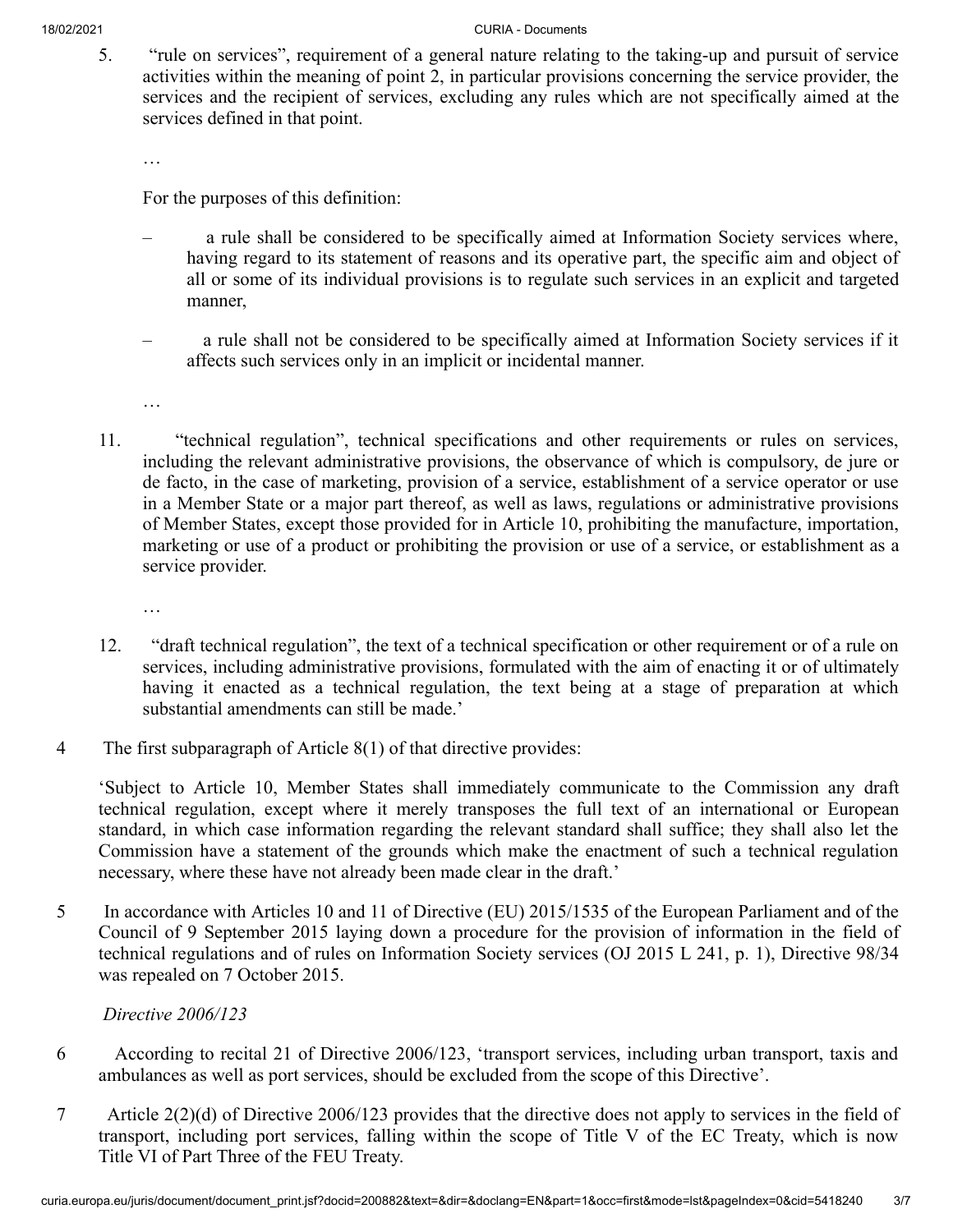5. "rule on services", requirement of a general nature relating to the taking-up and pursuit of service activities within the meaning of point 2, in particular provisions concerning the service provider, the services and the recipient of services, excluding any rules which are not specifically aimed at the services defined in that point.

…

For the purposes of this definition:

– a rule shall be considered to be specifically aimed at Information Society services where, having regard to its statement of reasons and its operative part, the specific aim and object of all or some of its individual provisions is to regulate such services in an explicit and targeted manner,

– a rule shall not be considered to be specifically aimed at Information Society services if it affects such services only in an implicit or incidental manner.

…

11. "technical regulation", technical specifications and other requirements or rules on services, including the relevant administrative provisions, the observance of which is compulsory, de jure or de facto, in the case of marketing, provision of a service, establishment of a service operator or use in a Member State or a major part thereof, as well as laws, regulations or administrative provisions of Member States, except those provided for in Article 10, prohibiting the manufacture, importation, marketing or use of a product or prohibiting the provision or use of a service, or establishment as a service provider.

…

12. "draft technical regulation", the text of a technical specification or other requirement or of a rule on services, including administrative provisions, formulated with the aim of enacting it or of ultimately having it enacted as a technical regulation, the text being at a stage of preparation at which substantial amendments can still be made.'

4 The first subparagraph of Article 8(1) of that directive provides:

'Subject to Article 10, Member States shall immediately communicate to the Commission any draft technical regulation, except where it merely transposes the full text of an international or European standard, in which case information regarding the relevant standard shall suffice; they shall also let the Commission have a statement of the grounds which make the enactment of such a technical regulation necessary, where these have not already been made clear in the draft.'

5 In accordance with Articles 10 and 11 of Directive (EU) 2015/1535 of the European Parliament and of the Council of 9 September 2015 laying down a procedure for the provision of information in the field of technical regulations and of rules on Information Society services (OJ 2015 L 241, p. 1), Directive 98/34 was repealed on 7 October 2015.

*Directive 2006/123*

6 According to recital 21 of Directive 2006/123, 'transport services, including urban transport, taxis and ambulances as well as port services, should be excluded from the scope of this Directive'.

7 Article 2(2)(d) of Directive 2006/123 provides that the directive does not apply to services in the field of transport, including port services, falling within the scope of Title V of the EC Treaty, which is now Title VI of Part Three of the FEU Treaty.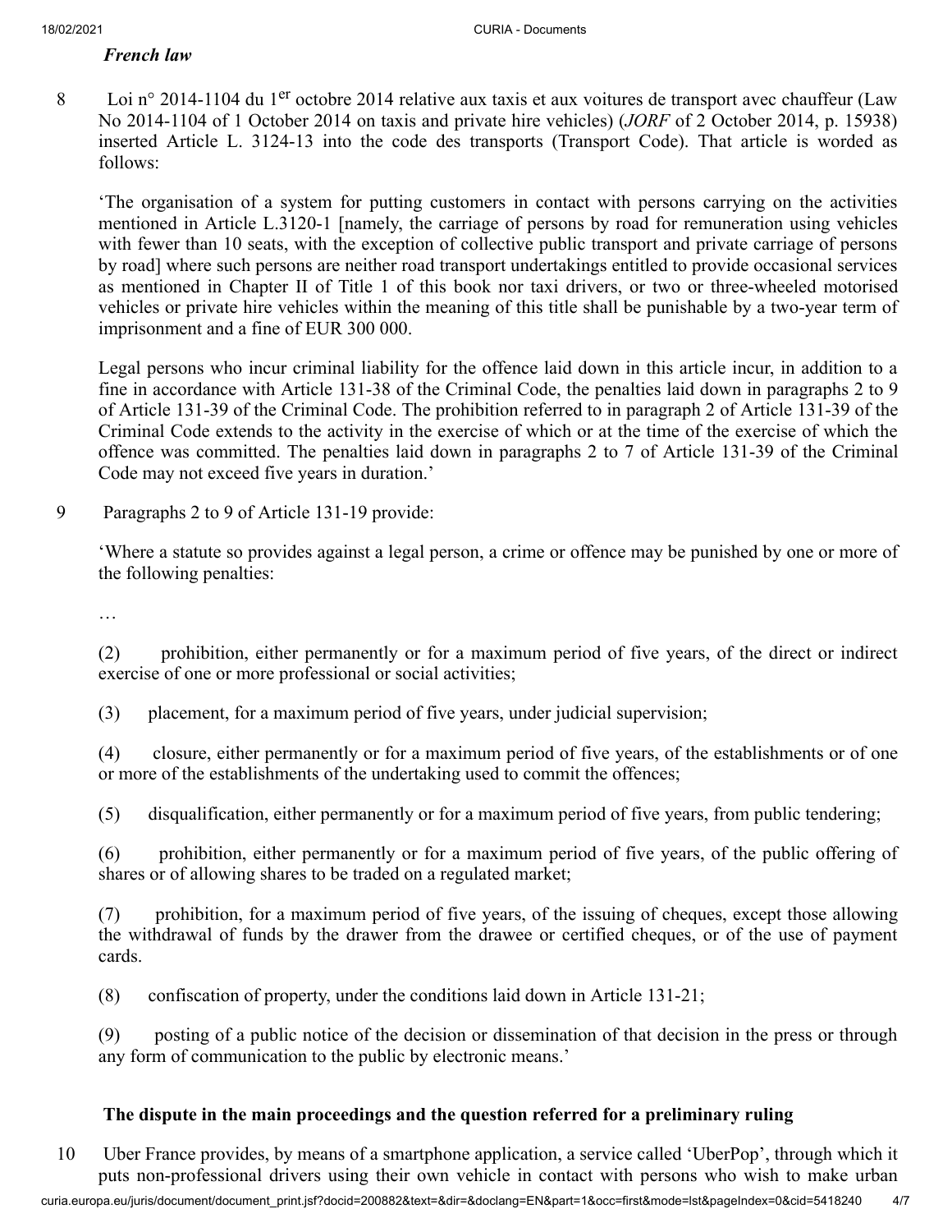*French law*

8 Loi n° 2014-1104 du 1[er] octobre 2014 relative aux taxis et aux voitures de transport avec chauffeur (Law No 2014-1104 of 1 October 2014 on taxis and private hire vehicles) (*JORF* of 2 October 2014, p. 15938) inserted Article L. 3124-13 into the code des transports (Transport Code). That article is worded as follows:

'The organisation of a system for putting customers in contact with persons carrying on the activities mentioned in Article L.3120-1 [namely, the carriage of persons by road for remuneration using vehicles with fewer than 10 seats, with the exception of collective public transport and private carriage of persons by road] where such persons are neither road transport undertakings entitled to provide occasional services as mentioned in Chapter II of Title 1 of this book nor taxi drivers, or two or three-wheeled motorised vehicles or private hire vehicles within the meaning of this title shall be punishable by a two-year term of imprisonment and a fine of EUR 300 000.

Legal persons who incur criminal liability for the offence laid down in this article incur, in addition to a fine in accordance with Article 131-38 of the Criminal Code, the penalties laid down in paragraphs 2 to 9 of Article 131-39 of the Criminal Code. The prohibition referred to in paragraph 2 of Article 131-39 of the Criminal Code extends to the activity in the exercise of which or at the time of the exercise of which the offence was committed. The penalties laid down in paragraphs 2 to 7 of Article 131-39 of the Criminal Code may not exceed five years in duration.'

9 Paragraphs 2 to 9 of Article 131-19 provide:

'Where a statute so provides against a legal person, a crime or offence may be punished by one or more of the following penalties:

…

(2) prohibition, either permanently or for a maximum period of five years, of the direct or indirect exercise of one or more professional or social activities;

(3) placement, for a maximum period of five years, under judicial supervision;

(4) closure, either permanently or for a maximum period of five years, of the establishments or of one or more of the establishments of the undertaking used to commit the offences;

(5) disqualification, either permanently or for a maximum period of five years, from public tendering;

(6) prohibition, either permanently or for a maximum period of five years, of the public offering of shares or of allowing shares to be traded on a regulated market;

(7) prohibition, for a maximum period of five years, of the issuing of cheques, except those allowing the withdrawal of funds by the drawer from the drawee or certified cheques, or of the use of payment cards.

(8) confiscation of property, under the conditions laid down in Article 131-21;

(9) posting of a public notice of the decision or dissemination of that decision in the press or through any form of communication to the public by electronic means.'

## The dispute in the main proceedings and the question referred for a preliminary ruling

10 Uber France provides, by means of a smartphone application, a service called 'UberPop', through which it puts non-professional drivers using their own vehicle in contact with persons who wish to make urban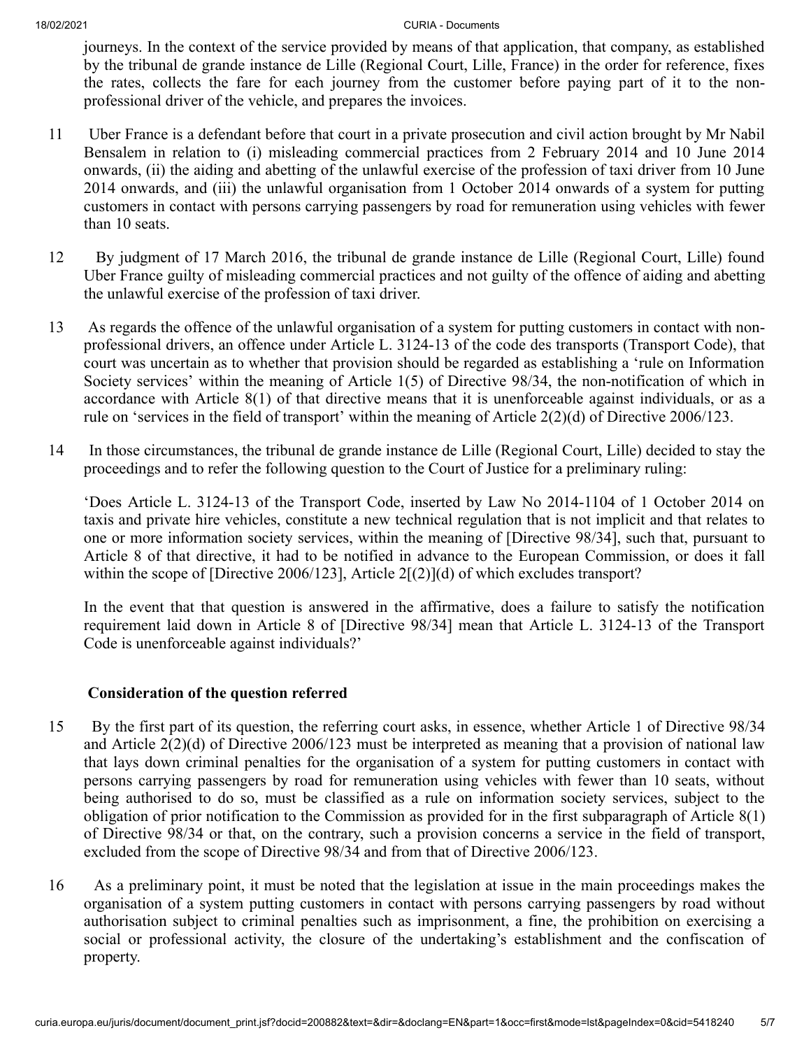journeys. In the context of the service provided by means of that application, that company, as established by the tribunal de grande instance de Lille (Regional Court, Lille, France) in the order for reference, fixes the rates, collects the fare for each journey from the customer before paying part of it to the non-professional driver of the vehicle, and prepares the invoices.

11 Uber France is a defendant before that court in a private prosecution and civil action brought by Mr Nabil Bensalem in relation to (i) misleading commercial practices from 2 February 2014 and 10 June 2014 onwards, (ii) the aiding and abetting of the unlawful exercise of the profession of taxi driver from 10 June 2014 onwards, and (iii) the unlawful organisation from 1 October 2014 onwards of a system for putting customers in contact with persons carrying passengers by road for remuneration using vehicles with fewer than 10 seats.

12 By judgment of 17 March 2016, the tribunal de grande instance de Lille (Regional Court, Lille) found Uber France guilty of misleading commercial practices and not guilty of the offence of aiding and abetting the unlawful exercise of the profession of taxi driver.

13 As regards the offence of the unlawful organisation of a system for putting customers in contact with non-professional drivers, an offence under Article L. 3124-13 of the code des transports (Transport Code), that court was uncertain as to whether that provision should be regarded as establishing a 'rule on Information Society services' within the meaning of Article 1(5) of Directive 98/34, the non-notification of which in accordance with Article 8(1) of that directive means that it is unenforceable against individuals, or as a rule on 'services in the field of transport' within the meaning of Article 2(2)(d) of Directive 2006/123.

14 In those circumstances, the tribunal de grande instance de Lille (Regional Court, Lille) decided to stay the proceedings and to refer the following question to the Court of Justice for a preliminary ruling:

'Does Article L. 3124-13 of the Transport Code, inserted by Law No 2014-1104 of 1 October 2014 on taxis and private hire vehicles, constitute a new technical regulation that is not implicit and that relates to one or more information society services, within the meaning of [Directive 98/34], such that, pursuant to Article 8 of that directive, it had to be notified in advance to the European Commission, or does it fall within the scope of [Directive 2006/123], Article 2[(2)](d) of which excludes transport?

In the event that that question is answered in the affirmative, does a failure to satisfy the notification requirement laid down in Article 8 of [Directive 98/34] mean that Article L. 3124-13 of the Transport Code is unenforceable against individuals?'

## Consideration of the question referred

15 By the first part of its question, the referring court asks, in essence, whether Article 1 of Directive 98/34 and Article 2(2)(d) of Directive 2006/123 must be interpreted as meaning that a provision of national law that lays down criminal penalties for the organisation of a system for putting customers in contact with persons carrying passengers by road for remuneration using vehicles with fewer than 10 seats, without being authorised to do so, must be classified as a rule on information society services, subject to the obligation of prior notification to the Commission as provided for in the first subparagraph of Article 8(1) of Directive 98/34 or that, on the contrary, such a provision concerns a service in the field of transport, excluded from the scope of Directive 98/34 and from that of Directive 2006/123.

16 As a preliminary point, it must be noted that the legislation at issue in the main proceedings makes the organisation of a system putting customers in contact with persons carrying passengers by road without authorisation subject to criminal penalties such as imprisonment, a fine, the prohibition on exercising a social or professional activity, the closure of the undertaking's establishment and the confiscation of property.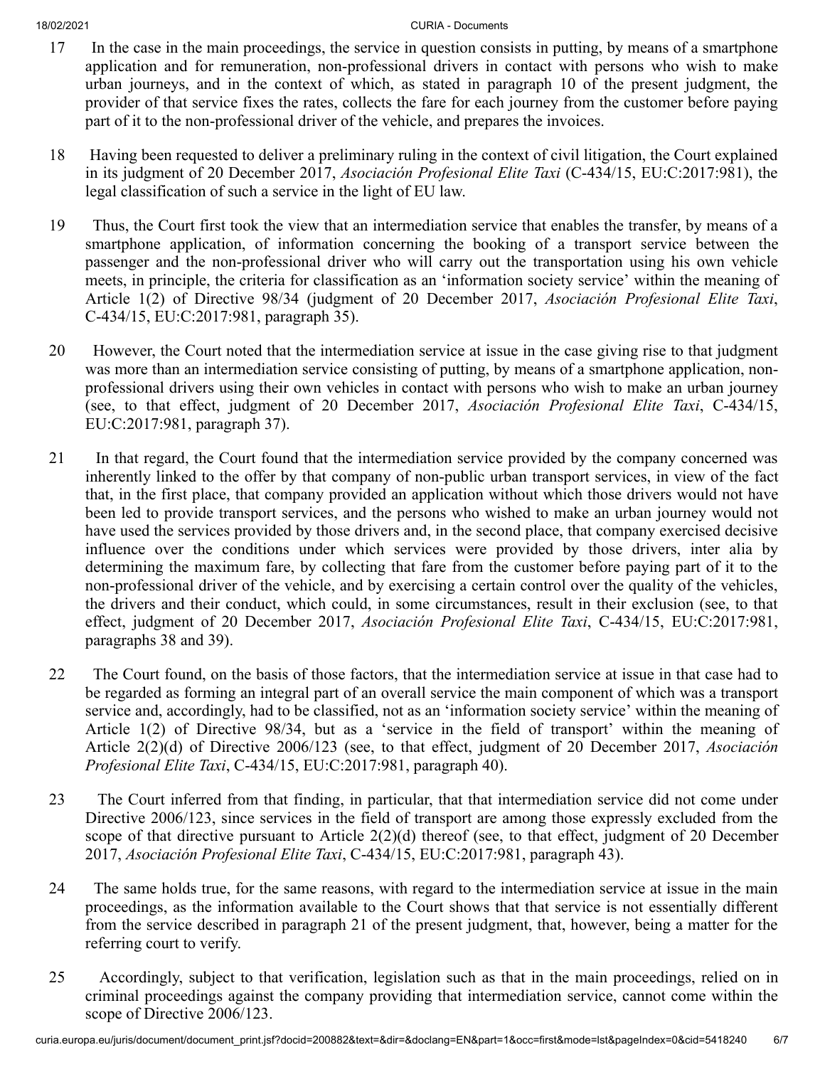17 In the case in the main proceedings, the service in question consists in putting, by means of a smartphone application and for remuneration, non-professional drivers in contact with persons who wish to make urban journeys, and in the context of which, as stated in paragraph 10 of the present judgment, the provider of that service fixes the rates, collects the fare for each journey from the customer before paying part of it to the non-professional driver of the vehicle, and prepares the invoices.

18 Having been requested to deliver a preliminary ruling in the context of civil litigation, the Court explained in its judgment of 20 December 2017, *Asociación Profesional Elite Taxi* (C-434/15, EU:C:2017:981), the legal classification of such a service in the light of EU law.

19 Thus, the Court first took the view that an intermediation service that enables the transfer, by means of a smartphone application, of information concerning the booking of a transport service between the passenger and the non-professional driver who will carry out the transportation using his own vehicle meets, in principle, the criteria for classification as an 'information society service' within the meaning of Article 1(2) of Directive 98/34 (judgment of 20 December 2017, *Asociación Profesional Elite Taxi*, C-434/15, EU:C:2017:981, paragraph 35).

20 However, the Court noted that the intermediation service at issue in the case giving rise to that judgment was more than an intermediation service consisting of putting, by means of a smartphone application, non-professional drivers using their own vehicles in contact with persons who wish to make an urban journey (see, to that effect, judgment of 20 December 2017, *Asociación Profesional Elite Taxi*, C-434/15, EU:C:2017:981, paragraph 37).

21 In that regard, the Court found that the intermediation service provided by the company concerned was inherently linked to the offer by that company of non-public urban transport services, in view of the fact that, in the first place, that company provided an application without which those drivers would not have been led to provide transport services, and the persons who wished to make an urban journey would not have used the services provided by those drivers and, in the second place, that company exercised decisive influence over the conditions under which services were provided by those drivers, inter alia by determining the maximum fare, by collecting that fare from the customer before paying part of it to the non-professional driver of the vehicle, and by exercising a certain control over the quality of the vehicles, the drivers and their conduct, which could, in some circumstances, result in their exclusion (see, to that effect, judgment of 20 December 2017, *Asociación Profesional Elite Taxi*, C-434/15, EU:C:2017:981, paragraphs 38 and 39).

22 The Court found, on the basis of those factors, that the intermediation service at issue in that case had to be regarded as forming an integral part of an overall service the main component of which was a transport service and, accordingly, had to be classified, not as an 'information society service' within the meaning of Article 1(2) of Directive 98/34, but as a 'service in the field of transport' within the meaning of Article 2(2)(d) of Directive 2006/123 (see, to that effect, judgment of 20 December 2017, *Asociación Profesional Elite Taxi*, C-434/15, EU:C:2017:981, paragraph 40).

23 The Court inferred from that finding, in particular, that that intermediation service did not come under Directive 2006/123, since services in the field of transport are among those expressly excluded from the scope of that directive pursuant to Article 2(2)(d) thereof (see, to that effect, judgment of 20 December 2017, *Asociación Profesional Elite Taxi*, C-434/15, EU:C:2017:981, paragraph 43).

24 The same holds true, for the same reasons, with regard to the intermediation service at issue in the main proceedings, as the information available to the Court shows that that service is not essentially different from the service described in paragraph 21 of the present judgment, that, however, being a matter for the referring court to verify.

25 Accordingly, subject to that verification, legislation such as that in the main proceedings, relied on in criminal proceedings against the company providing that intermediation service, cannot come within the scope of Directive 2006/123.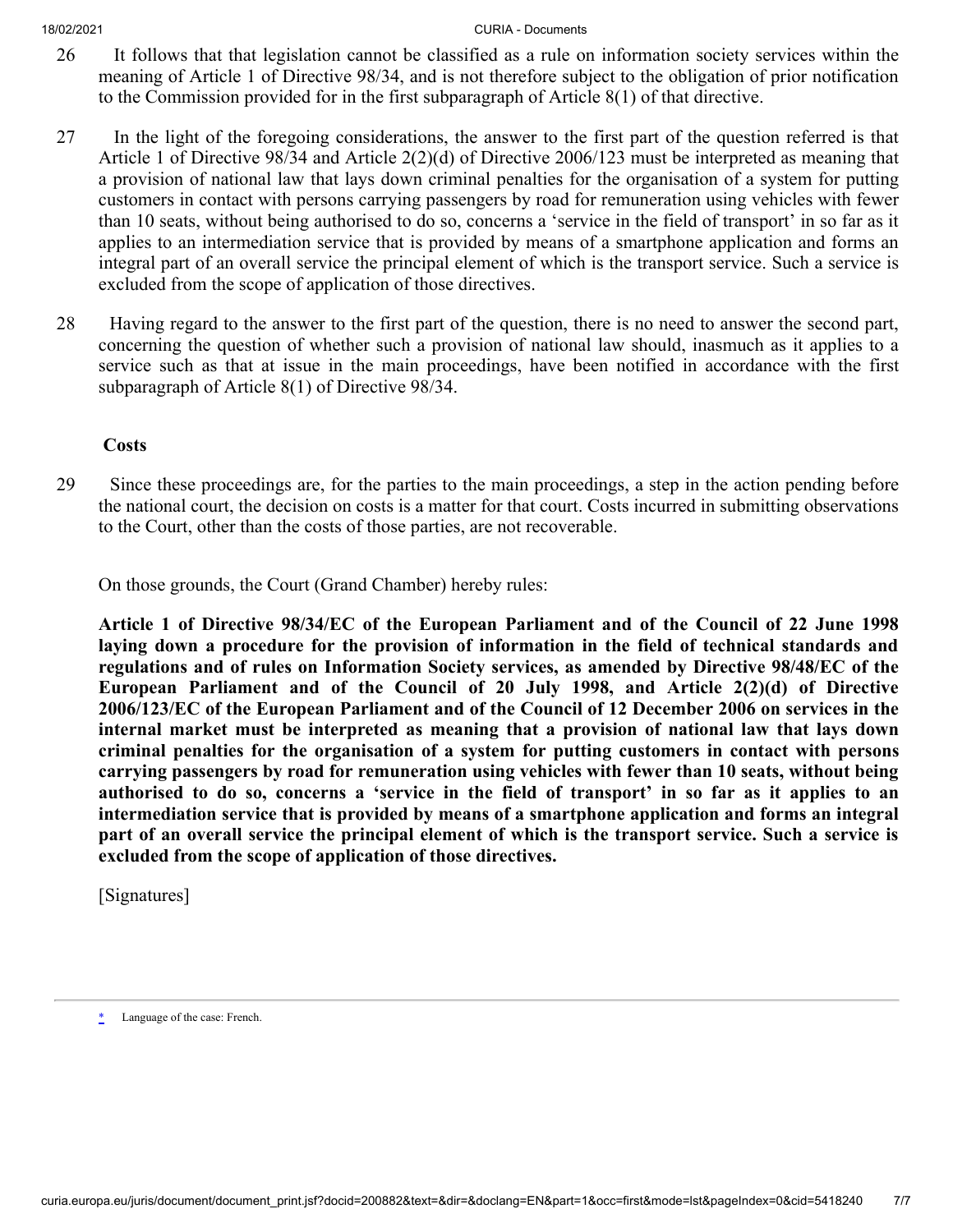26 It follows that that legislation cannot be classified as a rule on information society services within the meaning of Article 1 of Directive 98/34, and is not therefore subject to the obligation of prior notification to the Commission provided for in the first subparagraph of Article 8(1) of that directive.

27 In the light of the foregoing considerations, the answer to the first part of the question referred is that Article 1 of Directive 98/34 and Article 2(2)(d) of Directive 2006/123 must be interpreted as meaning that a provision of national law that lays down criminal penalties for the organisation of a system for putting customers in contact with persons carrying passengers by road for remuneration using vehicles with fewer than 10 seats, without being authorised to do so, concerns a 'service in the field of transport' in so far as it applies to an intermediation service that is provided by means of a smartphone application and forms an integral part of an overall service the principal element of which is the transport service. Such a service is excluded from the scope of application of those directives.

28 Having regard to the answer to the first part of the question, there is no need to answer the second part, concerning the question of whether such a provision of national law should, inasmuch as it applies to a service such as that at issue in the main proceedings, have been notified in accordance with the first subparagraph of Article 8(1) of Directive 98/34.

**Costs**

29 Since these proceedings are, for the parties to the main proceedings, a step in the action pending before the national court, the decision on costs is a matter for that court. Costs incurred in submitting observations to the Court, other than the costs of those parties, are not recoverable.

On those grounds, the Court (Grand Chamber) hereby rules:

**Article 1 of Directive 98/34/EC of the European Parliament and of the Council of 22 June 1998 laying down a procedure for the provision of information in the field of technical standards and regulations and of rules on Information Society services, as amended by Directive 98/48/EC of the European Parliament and of the Council of 20 July 1998, and Article 2(2)(d) of Directive 2006/123/EC of the European Parliament and of the Council of 12 December 2006 on services in the internal market must be interpreted as meaning that a provision of national law that lays down criminal penalties for the organisation of a system for putting customers in contact with persons carrying passengers by road for remuneration using vehicles with fewer than 10 seats, without being authorised to do so, concerns a 'service in the field of transport' in so far as it applies to an intermediation service that is provided by means of a smartphone application and forms an integral part of an overall service the principal element of which is the transport service. Such a service is excluded from the scope of application of those directives.**

[Signatures]

---

\* Language of the case: French.